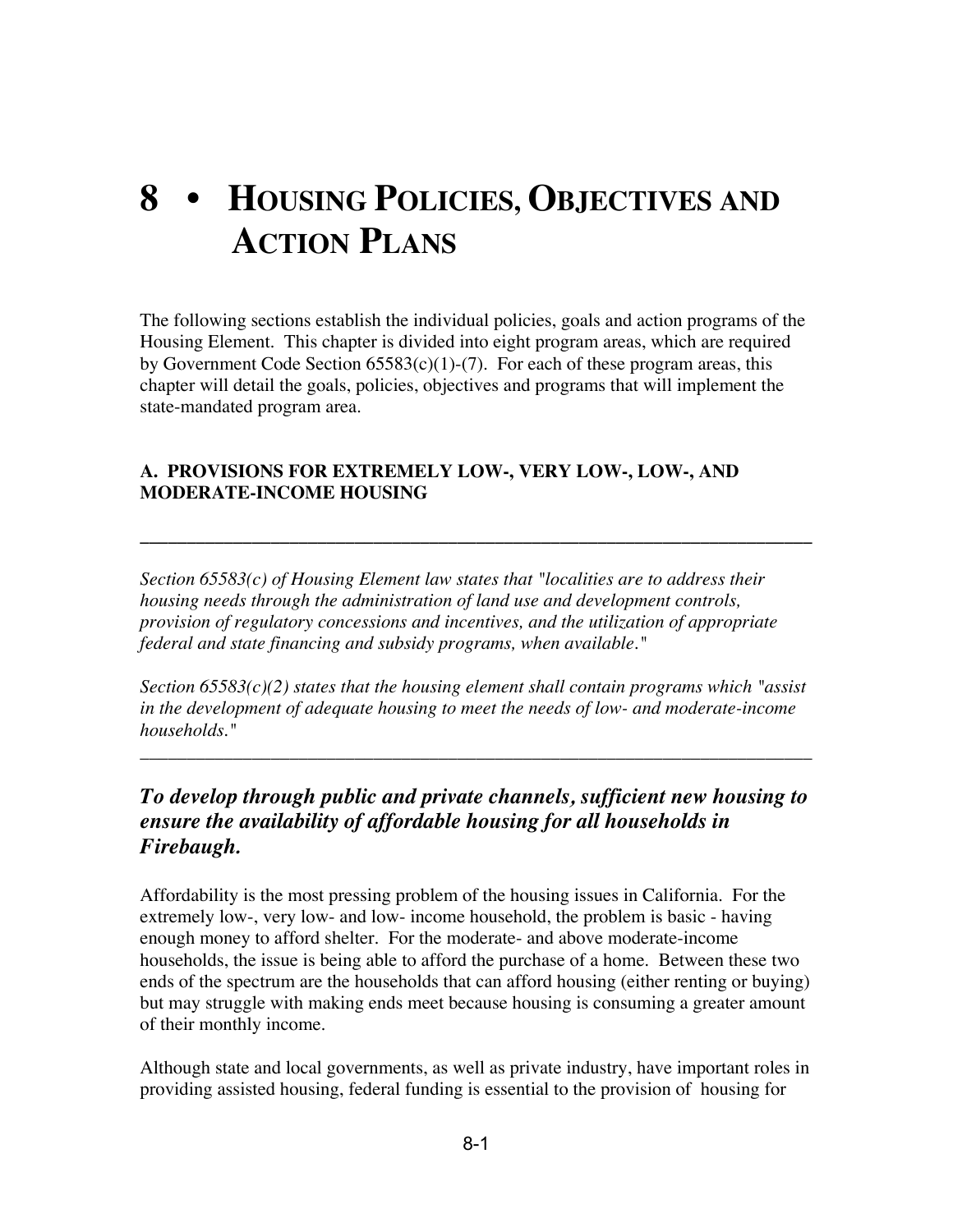# 8 • HOUSING POLICIES, OBJECTIVES AND ACTION PLANS

The following sections establish the individual policies, goals and action programs of the Housing Element. This chapter is divided into eight program areas, which are required by Government Code Section 65583(c)(1)-(7). For each of these program areas, this chapter will detail the goals, policies, objectives and programs that will implement the state-mandated program area.

### A. PROVISIONS FOR EXTREMELY LOW-, VERY LOW-, LOW-, AND MODERATE-INCOME HOUSING

---

*Section 65583(c) of Housing Element law states that "localities are to address their housing needs through the administration of land use and development controls, provision of regulatory concessions and incentives, and the utilization of appropriate federal and state financing and subsidy programs, when available."*

*Section 65583(c)(2) states that the housing element shall contain programs which "assist in the development of adequate housing to meet the needs of low- and moderate-income households."*

---

***To develop through public and private channels, sufficient new housing to ensure the availability of affordable housing for all households in Firebaugh.***

Affordability is the most pressing problem of the housing issues in California. For the extremely low-, very low- and low- income household, the problem is basic - having enough money to afford shelter. For the moderate- and above moderate-income households, the issue is being able to afford the purchase of a home. Between these two ends of the spectrum are the households that can afford housing (either renting or buying) but may struggle with making ends meet because housing is consuming a greater amount of their monthly income.

Although state and local governments, as well as private industry, have important roles in providing assisted housing, federal funding is essential to the provision of housing for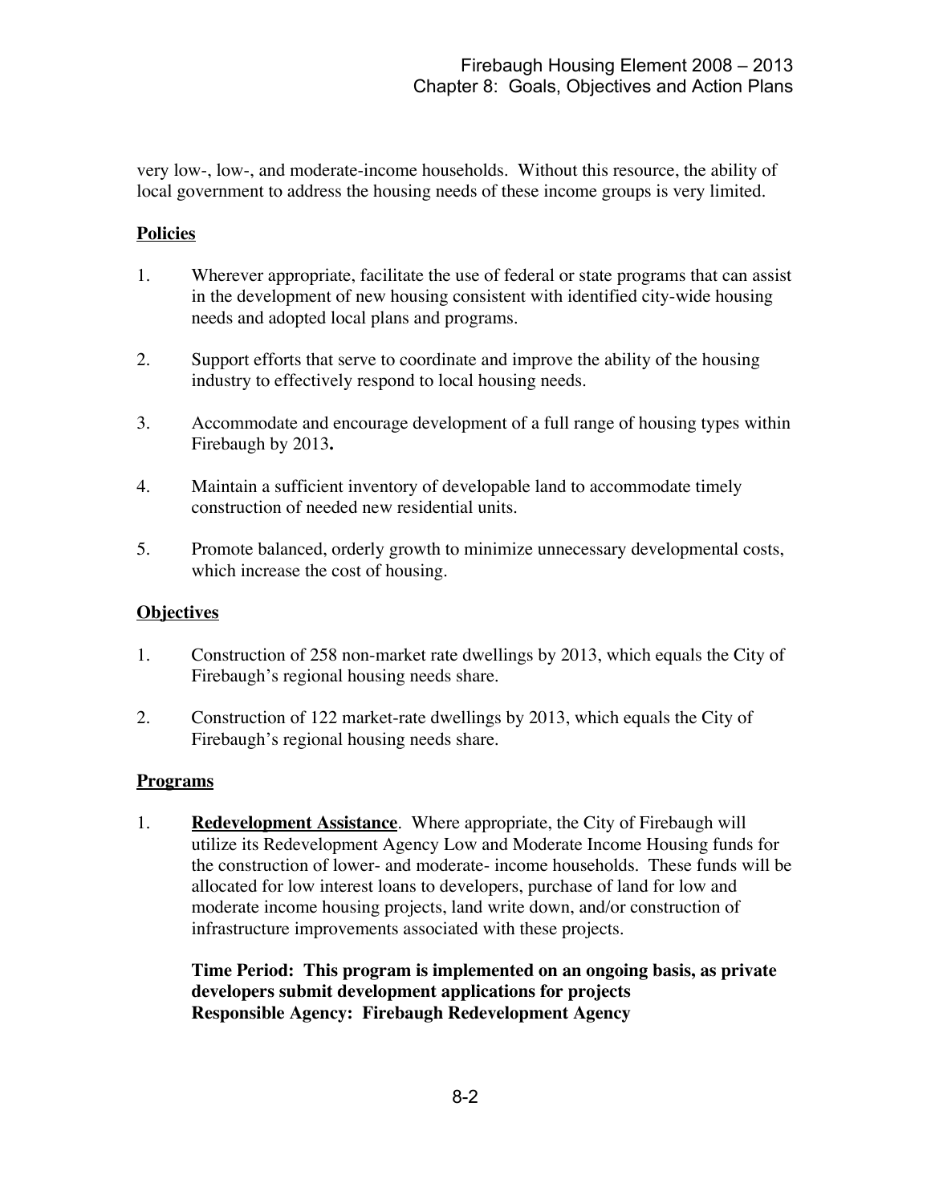very low-, low-, and moderate-income households. Without this resource, the ability of local government to address the housing needs of these income groups is very limited.

**Policies**

1. Wherever appropriate, facilitate the use of federal or state programs that can assist in the development of new housing consistent with identified city-wide housing needs and adopted local plans and programs.

2. Support efforts that serve to coordinate and improve the ability of the housing industry to effectively respond to local housing needs.

3. Accommodate and encourage development of a full range of housing types within Firebaugh by 2013**.**

4. Maintain a sufficient inventory of developable land to accommodate timely construction of needed new residential units.

5. Promote balanced, orderly growth to minimize unnecessary developmental costs, which increase the cost of housing.

**Objectives**

1. Construction of 258 non-market rate dwellings by 2013, which equals the City of Firebaugh's regional housing needs share.

2. Construction of 122 market-rate dwellings by 2013, which equals the City of Firebaugh's regional housing needs share.

**Programs**

1. **Redevelopment Assistance**. Where appropriate, the City of Firebaugh will utilize its Redevelopment Agency Low and Moderate Income Housing funds for the construction of lower- and moderate- income households. These funds will be allocated for low interest loans to developers, purchase of land for low and moderate income housing projects, land write down, and/or construction of infrastructure improvements associated with these projects.

   **Time Period: This program is implemented on an ongoing basis, as private developers submit development applications for projects**
   **Responsible Agency: Firebaugh Redevelopment Agency**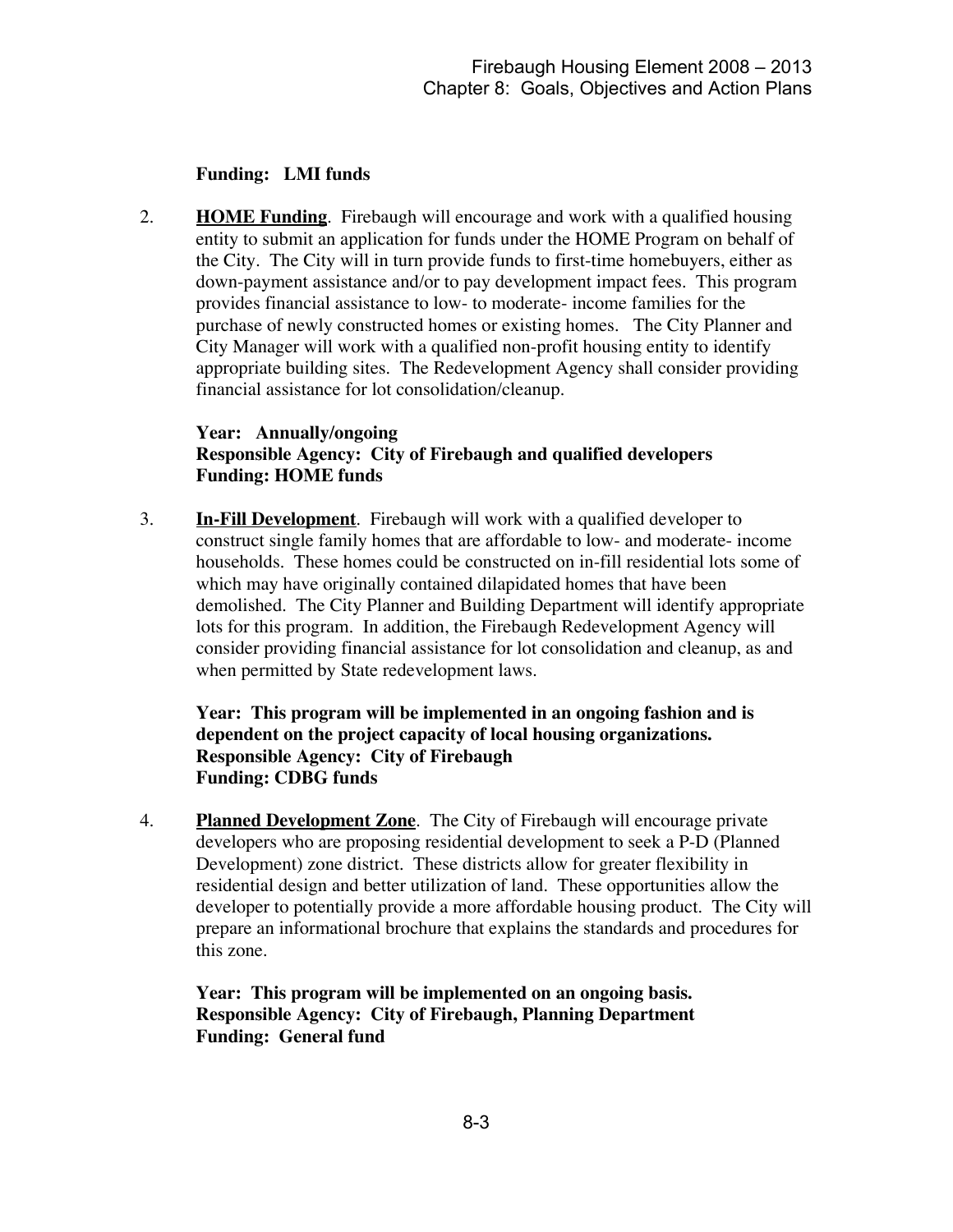**Funding: LMI funds**

2. **HOME Funding**. Firebaugh will encourage and work with a qualified housing entity to submit an application for funds under the HOME Program on behalf of the City. The City will in turn provide funds to first-time homebuyers, either as down-payment assistance and/or to pay development impact fees. This program provides financial assistance to low- to moderate- income families for the purchase of newly constructed homes or existing homes. The City Planner and City Manager will work with a qualified non-profit housing entity to identify appropriate building sites. The Redevelopment Agency shall consider providing financial assistance for lot consolidation/cleanup.

   **Year: Annually/ongoing**
   **Responsible Agency: City of Firebaugh and qualified developers**
   **Funding: HOME funds**

3. **In-Fill Development**. Firebaugh will work with a qualified developer to construct single family homes that are affordable to low- and moderate- income households. These homes could be constructed on in-fill residential lots some of which may have originally contained dilapidated homes that have been demolished. The City Planner and Building Department will identify appropriate lots for this program. In addition, the Firebaugh Redevelopment Agency will consider providing financial assistance for lot consolidation and cleanup, as and when permitted by State redevelopment laws.

   **Year: This program will be implemented in an ongoing fashion and is dependent on the project capacity of local housing organizations.**
   **Responsible Agency: City of Firebaugh**
   **Funding: CDBG funds**

4. **Planned Development Zone**. The City of Firebaugh will encourage private developers who are proposing residential development to seek a P-D (Planned Development) zone district. These districts allow for greater flexibility in residential design and better utilization of land. These opportunities allow the developer to potentially provide a more affordable housing product. The City will prepare an informational brochure that explains the standards and procedures for this zone.

   **Year: This program will be implemented on an ongoing basis.**
   **Responsible Agency: City of Firebaugh, Planning Department**
   **Funding: General fund**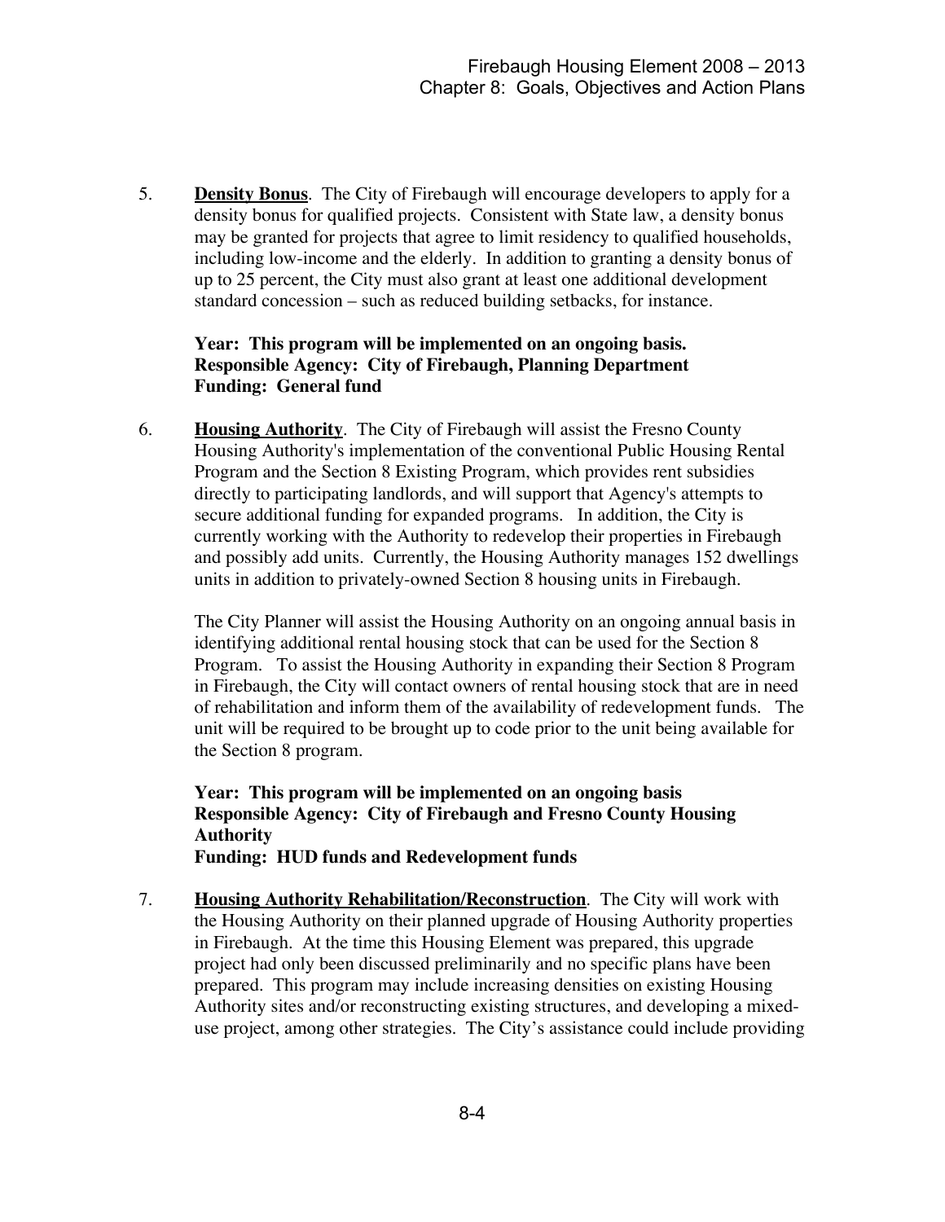5. **Density Bonus**. The City of Firebaugh will encourage developers to apply for a density bonus for qualified projects. Consistent with State law, a density bonus may be granted for projects that agree to limit residency to qualified households, including low-income and the elderly. In addition to granting a density bonus of up to 25 percent, the City must also grant at least one additional development standard concession – such as reduced building setbacks, for instance.

   **Year: This program will be implemented on an ongoing basis.**
   **Responsible Agency: City of Firebaugh, Planning Department**
   **Funding: General fund**

6. **Housing Authority**. The City of Firebaugh will assist the Fresno County Housing Authority's implementation of the conventional Public Housing Rental Program and the Section 8 Existing Program, which provides rent subsidies directly to participating landlords, and will support that Agency's attempts to secure additional funding for expanded programs. In addition, the City is currently working with the Authority to redevelop their properties in Firebaugh and possibly add units. Currently, the Housing Authority manages 152 dwellings units in addition to privately-owned Section 8 housing units in Firebaugh.

   The City Planner will assist the Housing Authority on an ongoing annual basis in identifying additional rental housing stock that can be used for the Section 8 Program. To assist the Housing Authority in expanding their Section 8 Program in Firebaugh, the City will contact owners of rental housing stock that are in need of rehabilitation and inform them of the availability of redevelopment funds. The unit will be required to be brought up to code prior to the unit being available for the Section 8 program.

   **Year: This program will be implemented on an ongoing basis**
   **Responsible Agency: City of Firebaugh and Fresno County Housing Authority**
   **Funding: HUD funds and Redevelopment funds**

7. **Housing Authority Rehabilitation/Reconstruction**. The City will work with the Housing Authority on their planned upgrade of Housing Authority properties in Firebaugh. At the time this Housing Element was prepared, this upgrade project had only been discussed preliminarily and no specific plans have been prepared. This program may include increasing densities on existing Housing Authority sites and/or reconstructing existing structures, and developing a mixed-use project, among other strategies. The City's assistance could include providing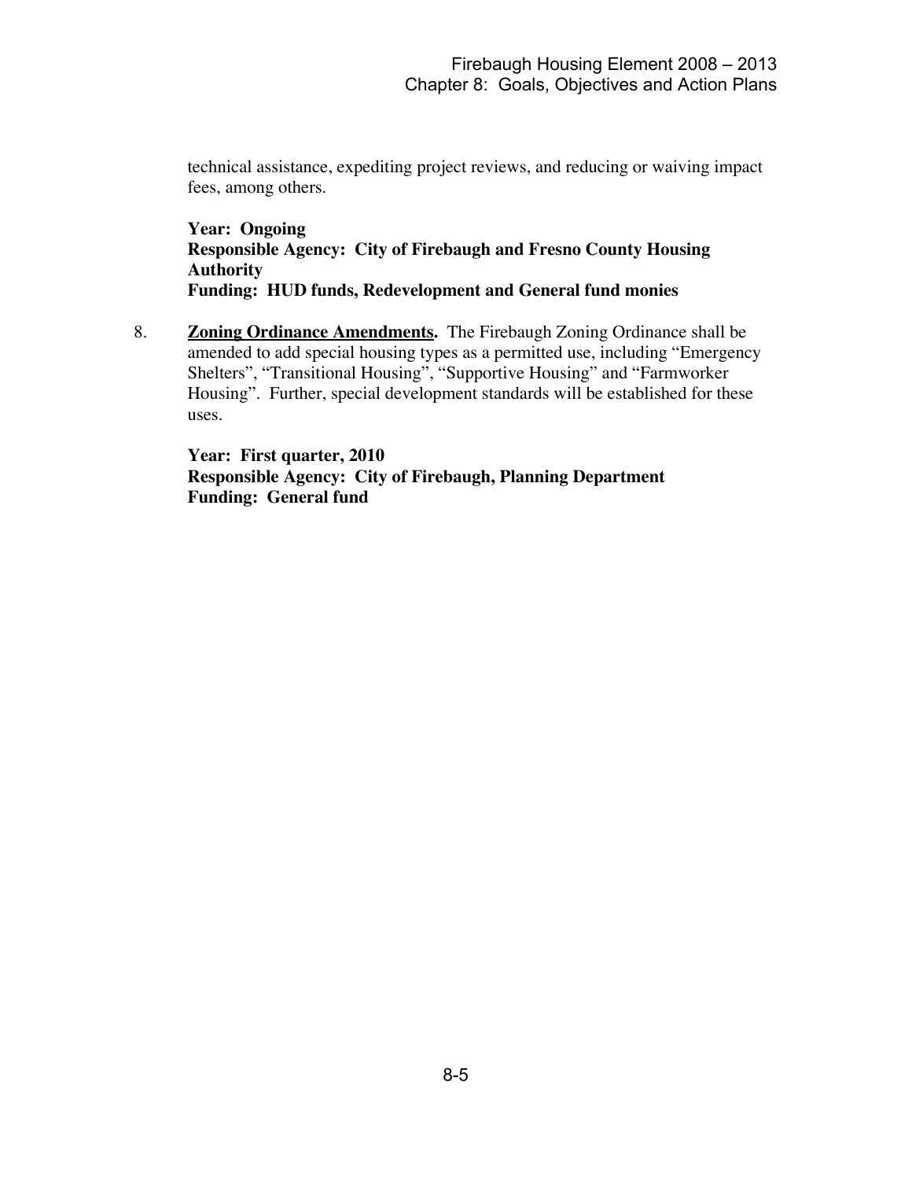technical assistance, expediting project reviews, and reducing or waiving impact fees, among others.

**Year: Ongoing**
**Responsible Agency: City of Firebaugh and Fresno County Housing Authority**
**Funding: HUD funds, Redevelopment and General fund monies**

8. **Zoning Ordinance Amendments.** The Firebaugh Zoning Ordinance shall be amended to add special housing types as a permitted use, including "Emergency Shelters", "Transitional Housing", "Supportive Housing" and "Farmworker Housing". Further, special development standards will be established for these uses.

   **Year: First quarter, 2010**
   **Responsible Agency: City of Firebaugh, Planning Department**
   **Funding: General fund**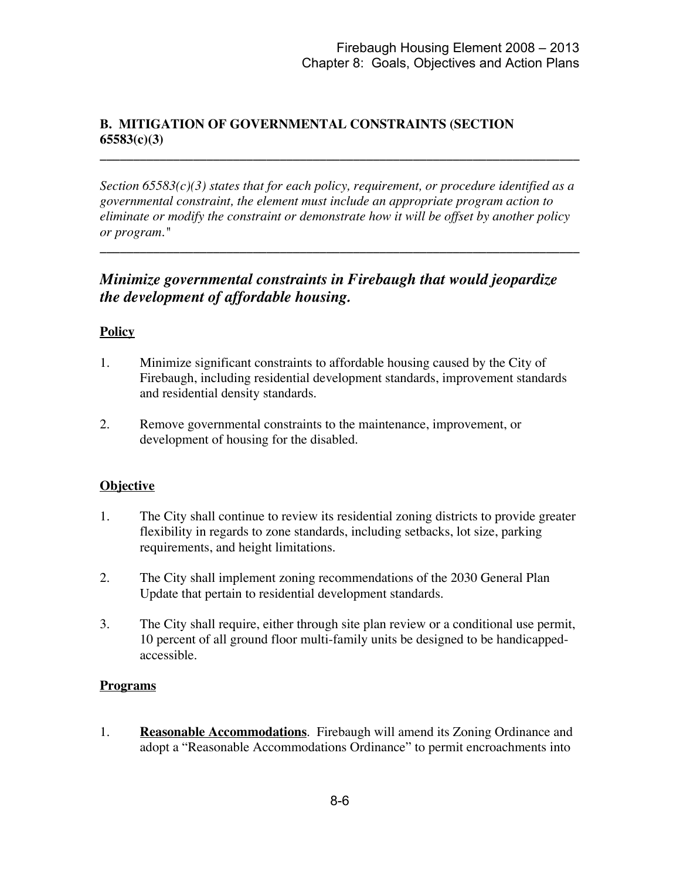## B. MITIGATION OF GOVERNMENTAL CONSTRAINTS (SECTION 65583(c)(3)

---

*Section 65583(c)(3) states that for each policy, requirement, or procedure identified as a governmental constraint, the element must include an appropriate program action to eliminate or modify the constraint or demonstrate how it will be offset by another policy or program."*

---

### *Minimize governmental constraints in Firebaugh that would jeopardize the development of affordable housing.*

**Policy**

1. Minimize significant constraints to affordable housing caused by the City of Firebaugh, including residential development standards, improvement standards and residential density standards.

2. Remove governmental constraints to the maintenance, improvement, or development of housing for the disabled.

**Objective**

1. The City shall continue to review its residential zoning districts to provide greater flexibility in regards to zone standards, including setbacks, lot size, parking requirements, and height limitations.

2. The City shall implement zoning recommendations of the 2030 General Plan Update that pertain to residential development standards.

3. The City shall require, either through site plan review or a conditional use permit, 10 percent of all ground floor multi-family units be designed to be handicapped-accessible.

**Programs**

1. **Reasonable Accommodations**. Firebaugh will amend its Zoning Ordinance and adopt a "Reasonable Accommodations Ordinance" to permit encroachments into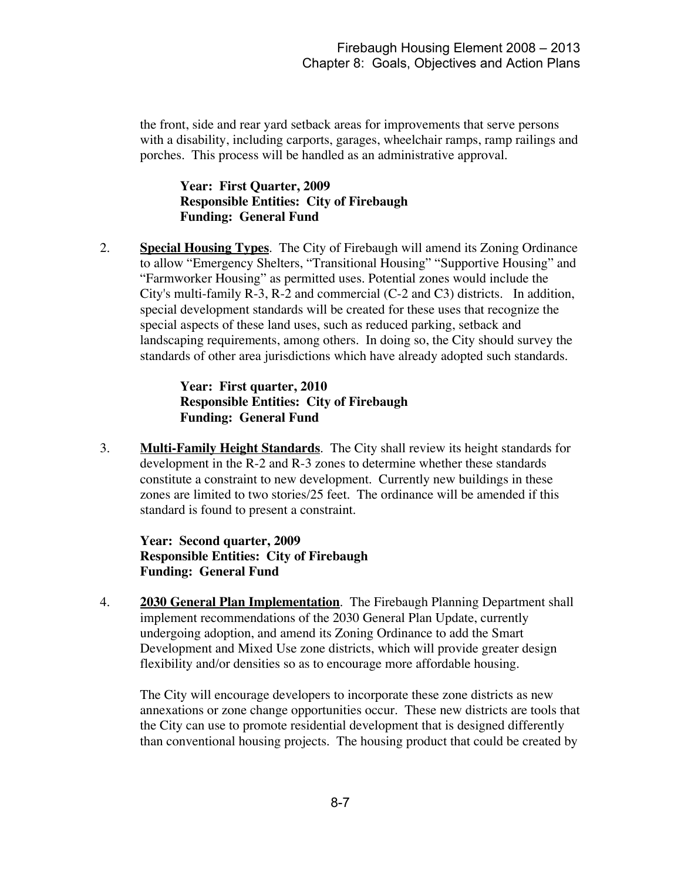the front, side and rear yard setback areas for improvements that serve persons with a disability, including carports, garages, wheelchair ramps, ramp railings and porches. This process will be handled as an administrative approval.

**Year: First Quarter, 2009**
**Responsible Entities: City of Firebaugh**
**Funding: General Fund**

2. **Special Housing Types**. The City of Firebaugh will amend its Zoning Ordinance to allow "Emergency Shelters, "Transitional Housing" "Supportive Housing" and "Farmworker Housing" as permitted uses. Potential zones would include the City's multi-family R-3, R-2 and commercial (C-2 and C3) districts. In addition, special development standards will be created for these uses that recognize the special aspects of these land uses, such as reduced parking, setback and landscaping requirements, among others. In doing so, the City should survey the standards of other area jurisdictions which have already adopted such standards.

   **Year: First quarter, 2010**
   **Responsible Entities: City of Firebaugh**
   **Funding: General Fund**

3. **Multi-Family Height Standards**. The City shall review its height standards for development in the R-2 and R-3 zones to determine whether these standards constitute a constraint to new development. Currently new buildings in these zones are limited to two stories/25 feet. The ordinance will be amended if this standard is found to present a constraint.

   **Year: Second quarter, 2009**
   **Responsible Entities: City of Firebaugh**
   **Funding: General Fund**

4. **2030 General Plan Implementation**. The Firebaugh Planning Department shall implement recommendations of the 2030 General Plan Update, currently undergoing adoption, and amend its Zoning Ordinance to add the Smart Development and Mixed Use zone districts, which will provide greater design flexibility and/or densities so as to encourage more affordable housing.

   The City will encourage developers to incorporate these zone districts as new annexations or zone change opportunities occur. These new districts are tools that the City can use to promote residential development that is designed differently than conventional housing projects. The housing product that could be created by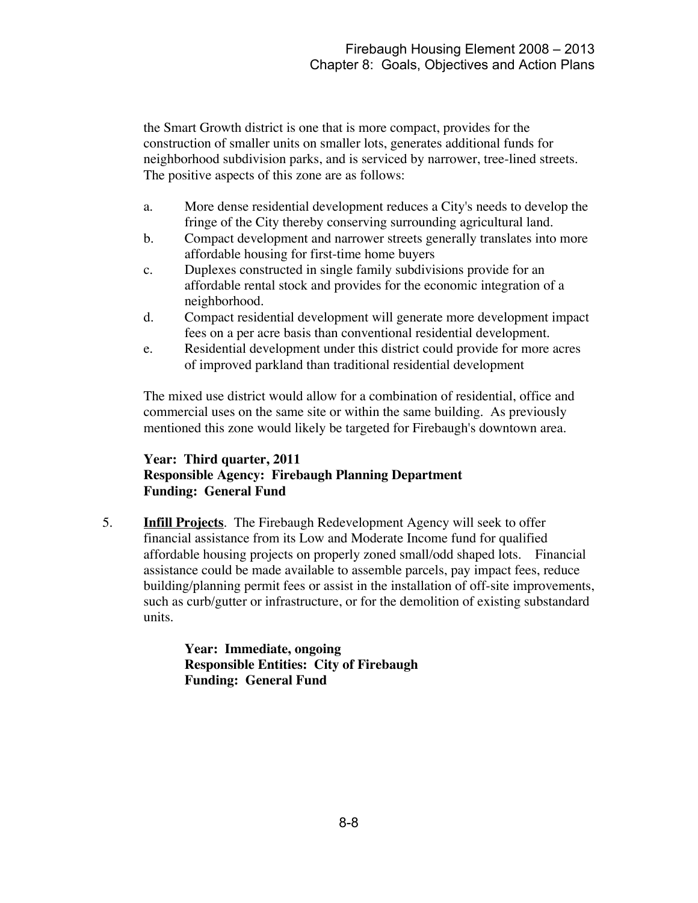the Smart Growth district is one that is more compact, provides for the construction of smaller units on smaller lots, generates additional funds for neighborhood subdivision parks, and is serviced by narrower, tree-lined streets. The positive aspects of this zone are as follows:

a. More dense residential development reduces a City's needs to develop the fringe of the City thereby conserving surrounding agricultural land.
b. Compact development and narrower streets generally translates into more affordable housing for first-time home buyers
c. Duplexes constructed in single family subdivisions provide for an affordable rental stock and provides for the economic integration of a neighborhood.
d. Compact residential development will generate more development impact fees on a per acre basis than conventional residential development.
e. Residential development under this district could provide for more acres of improved parkland than traditional residential development

The mixed use district would allow for a combination of residential, office and commercial uses on the same site or within the same building. As previously mentioned this zone would likely be targeted for Firebaugh's downtown area.

**Year: Third quarter, 2011**
**Responsible Agency: Firebaugh Planning Department**
**Funding: General Fund**

5. **Infill Projects**. The Firebaugh Redevelopment Agency will seek to offer financial assistance from its Low and Moderate Income fund for qualified affordable housing projects on properly zoned small/odd shaped lots. Financial assistance could be made available to assemble parcels, pay impact fees, reduce building/planning permit fees or assist in the installation of off-site improvements, such as curb/gutter or infrastructure, or for the demolition of existing substandard units.

   **Year: Immediate, ongoing**
   **Responsible Entities: City of Firebaugh**
   **Funding: General Fund**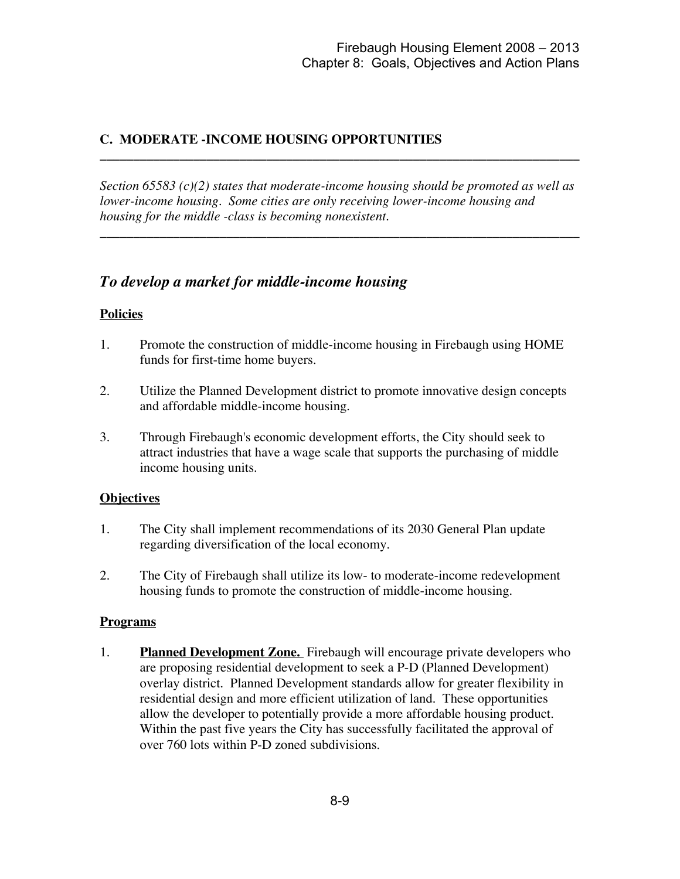## C. MODERATE -INCOME HOUSING OPPORTUNITIES

---

*Section 65583 (c)(2) states that moderate-income housing should be promoted as well as lower-income housing. Some cities are only receiving lower-income housing and housing for the middle -class is becoming nonexistent.*

---

### *To develop a market for middle-income housing*

**Policies**

1. Promote the construction of middle-income housing in Firebaugh using HOME funds for first-time home buyers.

2. Utilize the Planned Development district to promote innovative design concepts and affordable middle-income housing.

3. Through Firebaugh's economic development efforts, the City should seek to attract industries that have a wage scale that supports the purchasing of middle income housing units.

**Objectives**

1. The City shall implement recommendations of its 2030 General Plan update regarding diversification of the local economy.

2. The City of Firebaugh shall utilize its low- to moderate-income redevelopment housing funds to promote the construction of middle-income housing.

**Programs**

1. **Planned Development Zone.** Firebaugh will encourage private developers who are proposing residential development to seek a P-D (Planned Development) overlay district. Planned Development standards allow for greater flexibility in residential design and more efficient utilization of land. These opportunities allow the developer to potentially provide a more affordable housing product. Within the past five years the City has successfully facilitated the approval of over 760 lots within P-D zoned subdivisions.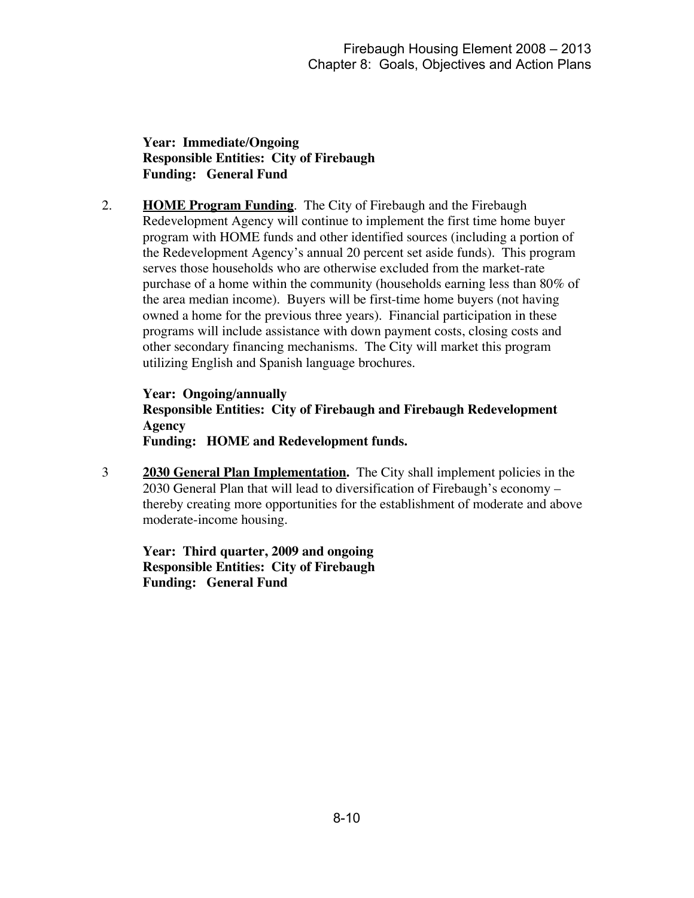**Year: Immediate/Ongoing**
**Responsible Entities: City of Firebaugh**
**Funding: General Fund**

2. **<u>HOME Program Funding</u>**. The City of Firebaugh and the Firebaugh Redevelopment Agency will continue to implement the first time home buyer program with HOME funds and other identified sources (including a portion of the Redevelopment Agency's annual 20 percent set aside funds). This program serves those households who are otherwise excluded from the market-rate purchase of a home within the community (households earning less than 80% of the area median income). Buyers will be first-time home buyers (not having owned a home for the previous three years). Financial participation in these programs will include assistance with down payment costs, closing costs and other secondary financing mechanisms. The City will market this program utilizing English and Spanish language brochures.

   **Year: Ongoing/annually**
   **Responsible Entities: City of Firebaugh and Firebaugh Redevelopment Agency**
   **Funding: HOME and Redevelopment funds.**

3 **<u>2030 General Plan Implementation</u>.** The City shall implement policies in the 2030 General Plan that will lead to diversification of Firebaugh's economy – thereby creating more opportunities for the establishment of moderate and above moderate-income housing.

   **Year: Third quarter, 2009 and ongoing**
   **Responsible Entities: City of Firebaugh**
   **Funding: General Fund**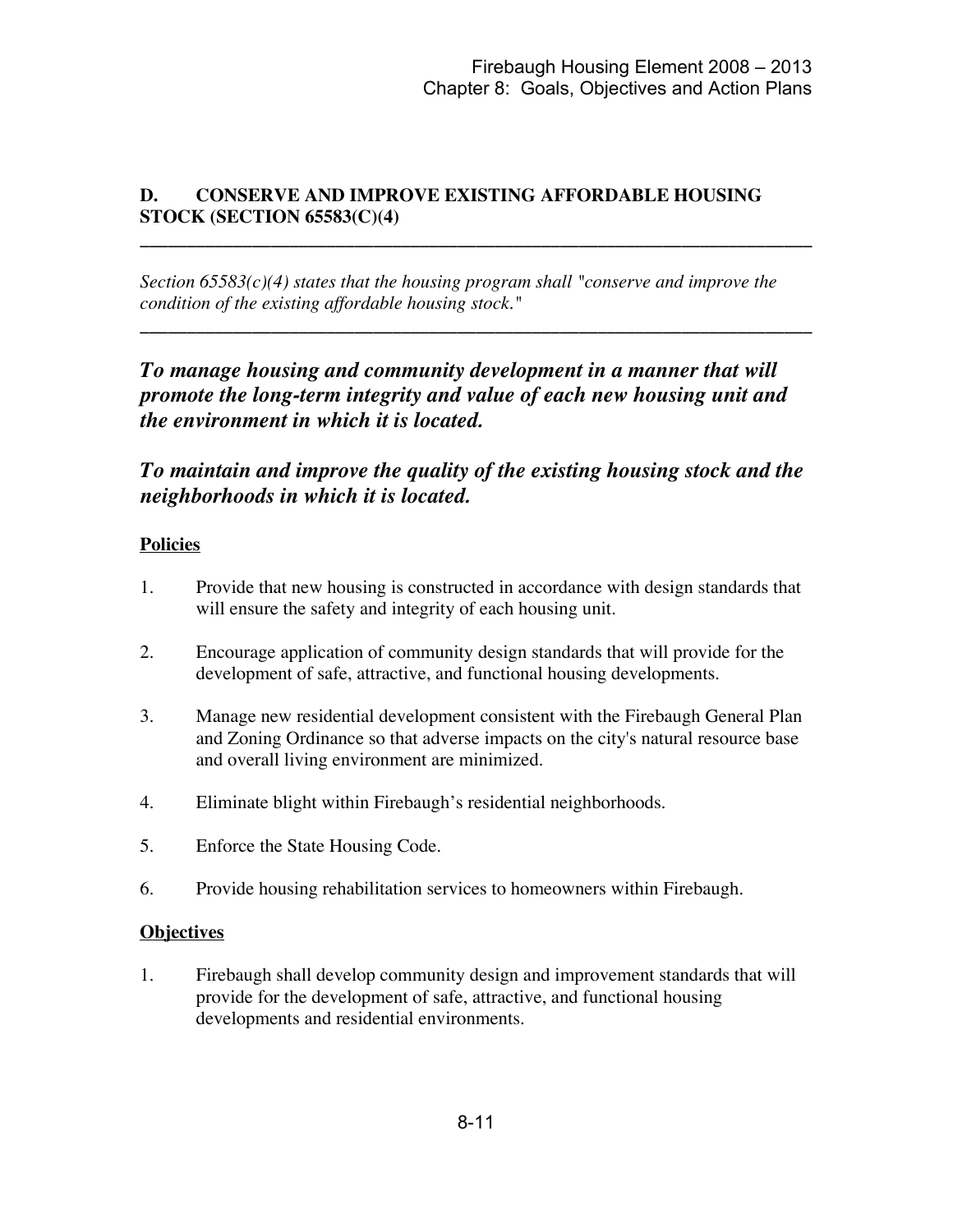## D. CONSERVE AND IMPROVE EXISTING AFFORDABLE HOUSING STOCK (SECTION 65583(C)(4)

---

*Section 65583(c)(4) states that the housing program shall "conserve and improve the condition of the existing affordable housing stock."*

---

### *To manage housing and community development in a manner that will promote the long-term integrity and value of each new housing unit and the environment in which it is located.*

### *To maintain and improve the quality of the existing housing stock and the neighborhoods in which it is located.*

**Policies**

1. Provide that new housing is constructed in accordance with design standards that will ensure the safety and integrity of each housing unit.

2. Encourage application of community design standards that will provide for the development of safe, attractive, and functional housing developments.

3. Manage new residential development consistent with the Firebaugh General Plan and Zoning Ordinance so that adverse impacts on the city's natural resource base and overall living environment are minimized.

4. Eliminate blight within Firebaugh's residential neighborhoods.

5. Enforce the State Housing Code.

6. Provide housing rehabilitation services to homeowners within Firebaugh.

**Objectives**

1. Firebaugh shall develop community design and improvement standards that will provide for the development of safe, attractive, and functional housing developments and residential environments.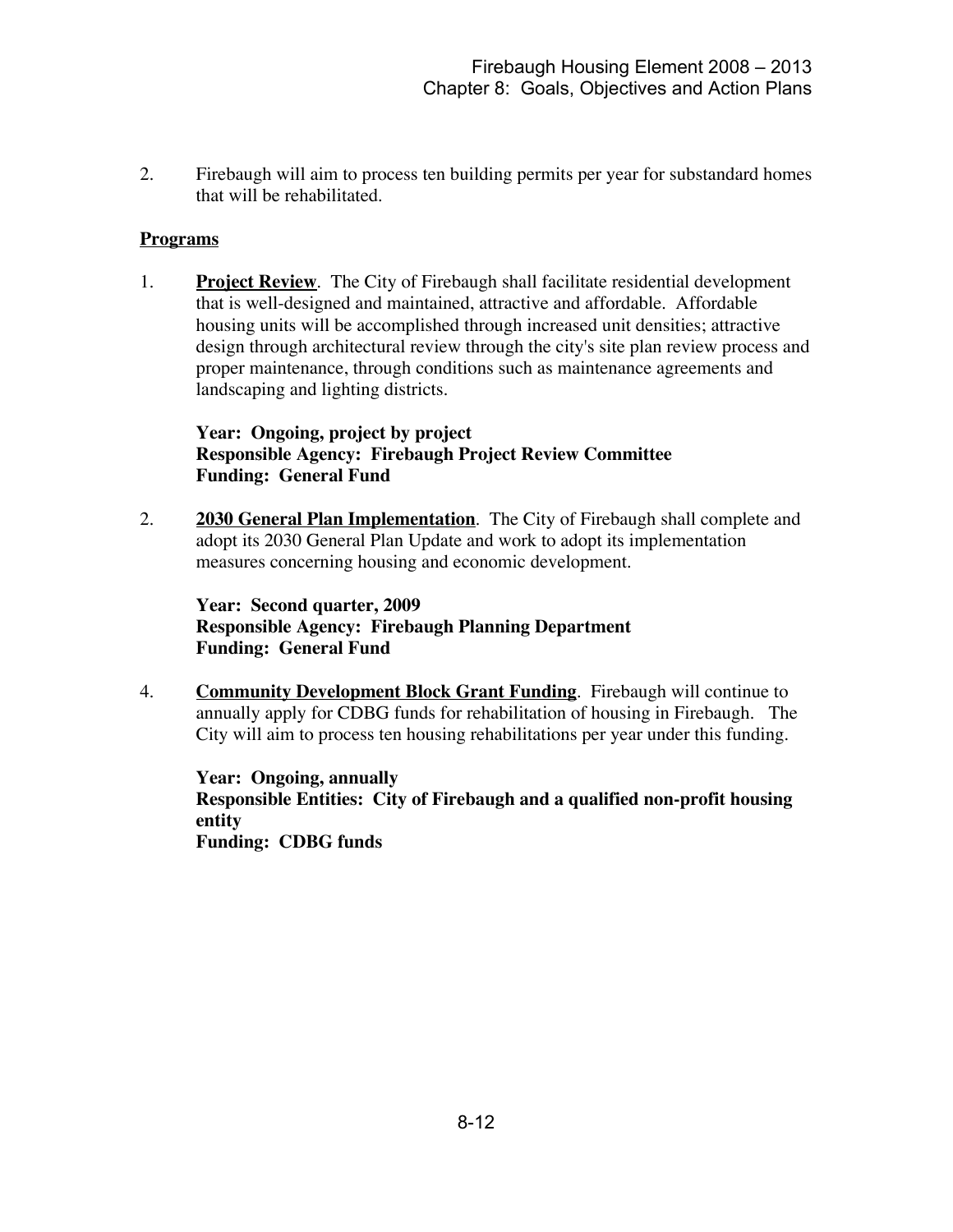2. Firebaugh will aim to process ten building permits per year for substandard homes that will be rehabilitated.

**Programs**

1. **Project Review**. The City of Firebaugh shall facilitate residential development that is well-designed and maintained, attractive and affordable. Affordable housing units will be accomplished through increased unit densities; attractive design through architectural review through the city's site plan review process and proper maintenance, through conditions such as maintenance agreements and landscaping and lighting districts.

   **Year: Ongoing, project by project**
   **Responsible Agency: Firebaugh Project Review Committee**
   **Funding: General Fund**

2. **2030 General Plan Implementation**. The City of Firebaugh shall complete and adopt its 2030 General Plan Update and work to adopt its implementation measures concerning housing and economic development.

   **Year: Second quarter, 2009**
   **Responsible Agency: Firebaugh Planning Department**
   **Funding: General Fund**

4. **Community Development Block Grant Funding**. Firebaugh will continue to annually apply for CDBG funds for rehabilitation of housing in Firebaugh. The City will aim to process ten housing rehabilitations per year under this funding.

   **Year: Ongoing, annually**
   **Responsible Entities: City of Firebaugh and a qualified non-profit housing entity**
   **Funding: CDBG funds**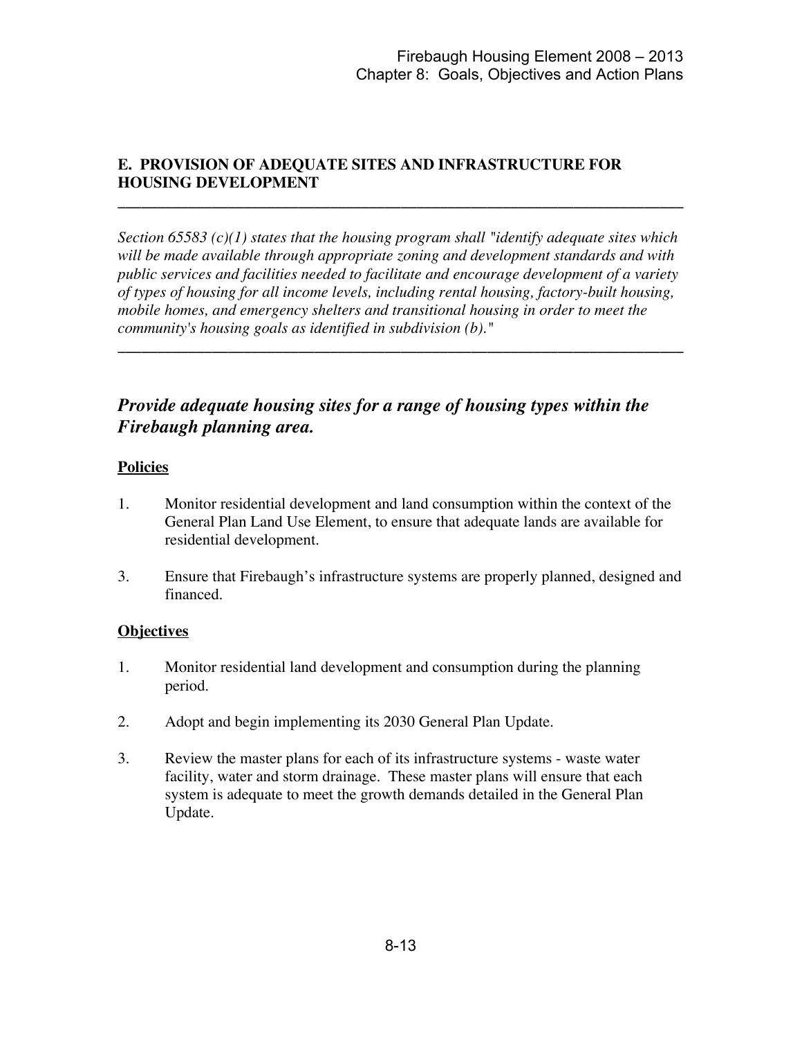## E. PROVISION OF ADEQUATE SITES AND INFRASTRUCTURE FOR HOUSING DEVELOPMENT

---

*Section 65583 (c)(1) states that the housing program shall "identify adequate sites which will be made available through appropriate zoning and development standards and with public services and facilities needed to facilitate and encourage development of a variety of types of housing for all income levels, including rental housing, factory-built housing, mobile homes, and emergency shelters and transitional housing in order to meet the community's housing goals as identified in subdivision (b)."*

---

### *Provide adequate housing sites for a range of housing types within the Firebaugh planning area.*

**Policies**

1. Monitor residential development and land consumption within the context of the General Plan Land Use Element, to ensure that adequate lands are available for residential development.

3. Ensure that Firebaugh's infrastructure systems are properly planned, designed and financed.

**Objectives**

1. Monitor residential land development and consumption during the planning period.

2. Adopt and begin implementing its 2030 General Plan Update.

3. Review the master plans for each of its infrastructure systems - waste water facility, water and storm drainage. These master plans will ensure that each system is adequate to meet the growth demands detailed in the General Plan Update.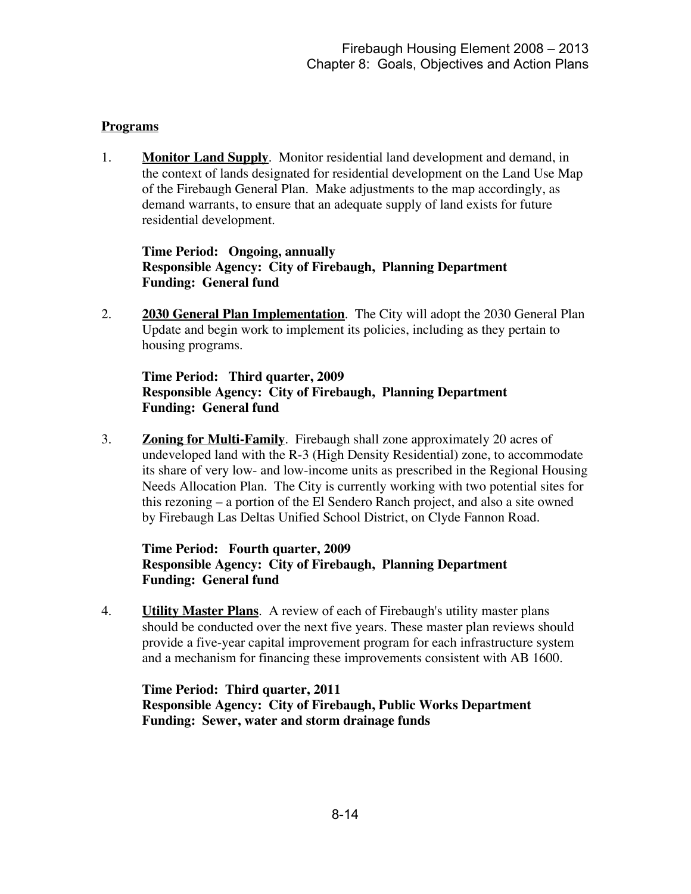**Programs**

1. **Monitor Land Supply**. Monitor residential land development and demand, in the context of lands designated for residential development on the Land Use Map of the Firebaugh General Plan. Make adjustments to the map accordingly, as demand warrants, to ensure that an adequate supply of land exists for future residential development.

   **Time Period: Ongoing, annually**
   **Responsible Agency: City of Firebaugh, Planning Department**
   **Funding: General fund**

2. **2030 General Plan Implementation**. The City will adopt the 2030 General Plan Update and begin work to implement its policies, including as they pertain to housing programs.

   **Time Period: Third quarter, 2009**
   **Responsible Agency: City of Firebaugh, Planning Department**
   **Funding: General fund**

3. **Zoning for Multi-Family**. Firebaugh shall zone approximately 20 acres of undeveloped land with the R-3 (High Density Residential) zone, to accommodate its share of very low- and low-income units as prescribed in the Regional Housing Needs Allocation Plan. The City is currently working with two potential sites for this rezoning – a portion of the El Sendero Ranch project, and also a site owned by Firebaugh Las Deltas Unified School District, on Clyde Fannon Road.

   **Time Period: Fourth quarter, 2009**
   **Responsible Agency: City of Firebaugh, Planning Department**
   **Funding: General fund**

4. **Utility Master Plans**. A review of each of Firebaugh's utility master plans should be conducted over the next five years. These master plan reviews should provide a five-year capital improvement program for each infrastructure system and a mechanism for financing these improvements consistent with AB 1600.

   **Time Period: Third quarter, 2011**
   **Responsible Agency: City of Firebaugh, Public Works Department**
   **Funding: Sewer, water and storm drainage funds**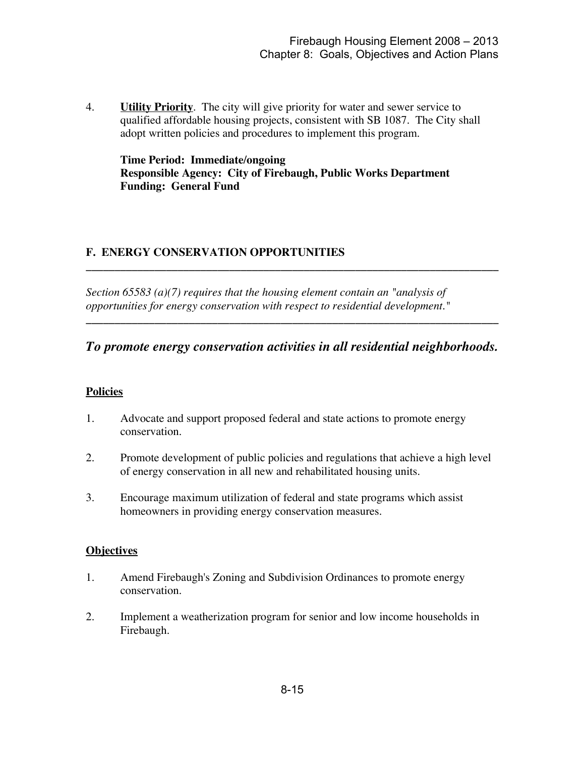4. **Utility Priority**. The city will give priority for water and sewer service to qualified affordable housing projects, consistent with SB 1087. The City shall adopt written policies and procedures to implement this program.

   **Time Period: Immediate/ongoing**
   **Responsible Agency: City of Firebaugh, Public Works Department**
   **Funding: General Fund**

## F. ENERGY CONSERVATION OPPORTUNITIES

---

*Section 65583 (a)(7) requires that the housing element contain an "analysis of opportunities for energy conservation with respect to residential development."*

---

### *To promote energy conservation activities in all residential neighborhoods.*

**Policies**

1. Advocate and support proposed federal and state actions to promote energy conservation.
2. Promote development of public policies and regulations that achieve a high level of energy conservation in all new and rehabilitated housing units.
3. Encourage maximum utilization of federal and state programs which assist homeowners in providing energy conservation measures.

**Objectives**

1. Amend Firebaugh's Zoning and Subdivision Ordinances to promote energy conservation.
2. Implement a weatherization program for senior and low income households in Firebaugh.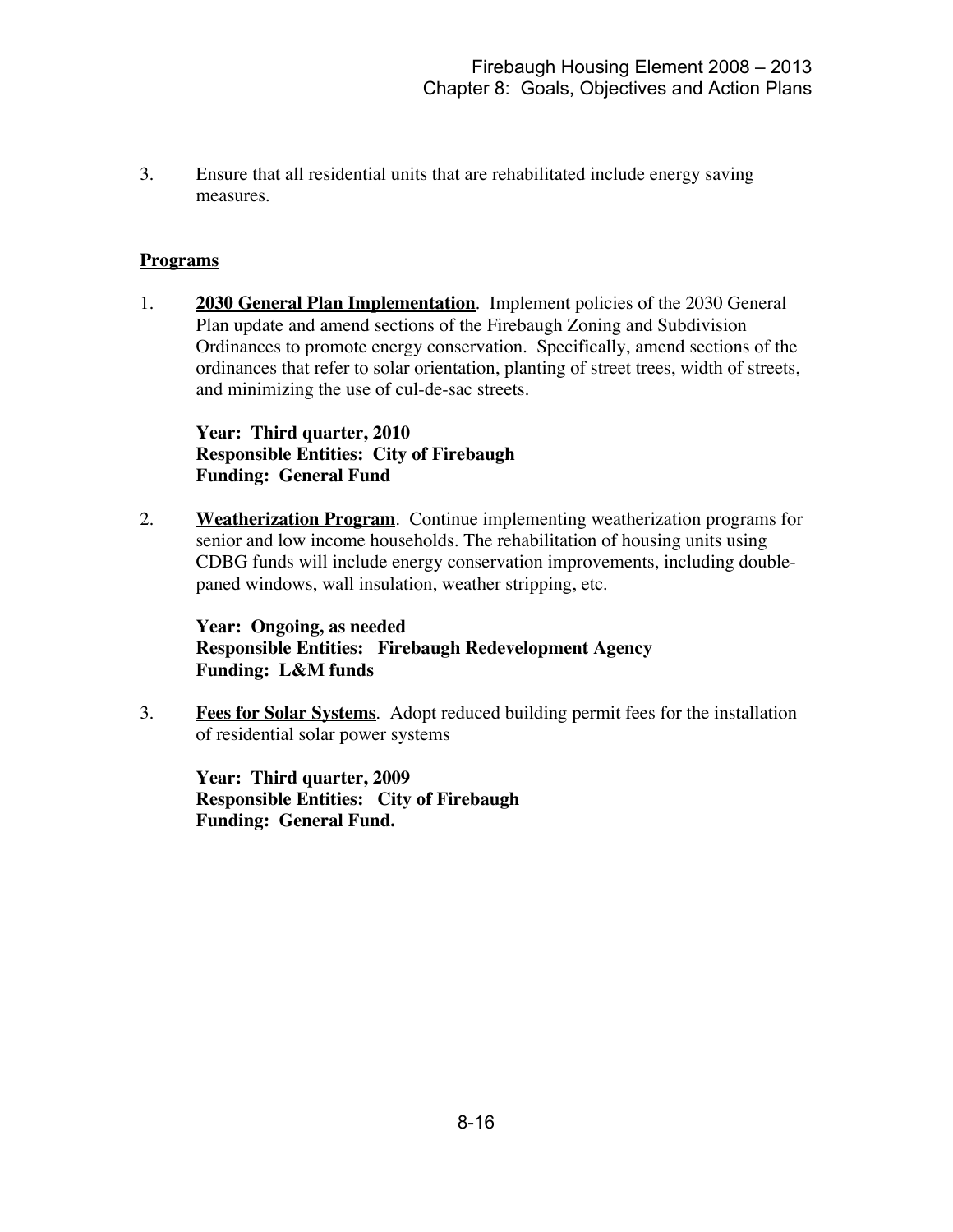3. Ensure that all residential units that are rehabilitated include energy saving measures.

**Programs**

1. **2030 General Plan Implementation**. Implement policies of the 2030 General Plan update and amend sections of the Firebaugh Zoning and Subdivision Ordinances to promote energy conservation. Specifically, amend sections of the ordinances that refer to solar orientation, planting of street trees, width of streets, and minimizing the use of cul-de-sac streets.

   **Year: Third quarter, 2010**
   **Responsible Entities: City of Firebaugh**
   **Funding: General Fund**

2. **Weatherization Program**. Continue implementing weatherization programs for senior and low income households. The rehabilitation of housing units using CDBG funds will include energy conservation improvements, including double-paned windows, wall insulation, weather stripping, etc.

   **Year: Ongoing, as needed**
   **Responsible Entities: Firebaugh Redevelopment Agency**
   **Funding: L&M funds**

3. **Fees for Solar Systems**. Adopt reduced building permit fees for the installation of residential solar power systems

   **Year: Third quarter, 2009**
   **Responsible Entities: City of Firebaugh**
   **Funding: General Fund.**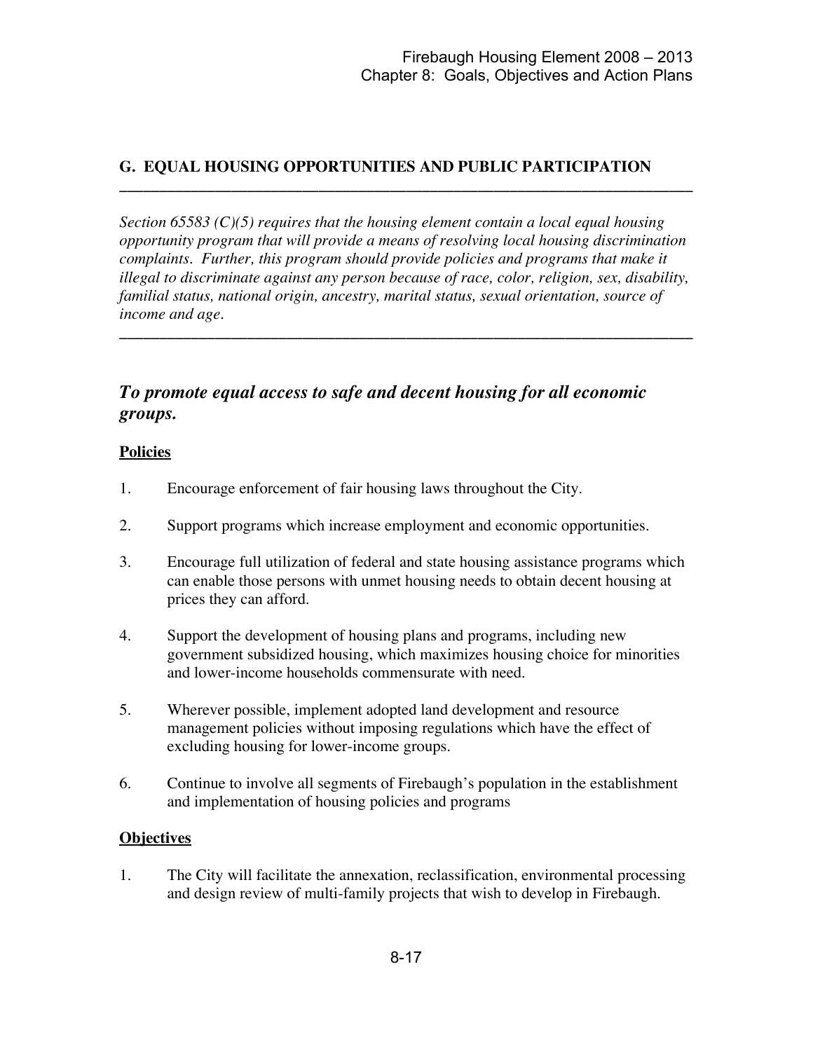## G. EQUAL HOUSING OPPORTUNITIES AND PUBLIC PARTICIPATION

---

*Section 65583 (C)(5) requires that the housing element contain a local equal housing opportunity program that will provide a means of resolving local housing discrimination complaints. Further, this program should provide policies and programs that make it illegal to discriminate against any person because of race, color, religion, sex, disability, familial status, national origin, ancestry, marital status, sexual orientation, source of income and age.*

---

### *To promote equal access to safe and decent housing for all economic groups.*

**Policies**

1. Encourage enforcement of fair housing laws throughout the City.
2. Support programs which increase employment and economic opportunities.
3. Encourage full utilization of federal and state housing assistance programs which can enable those persons with unmet housing needs to obtain decent housing at prices they can afford.
4. Support the development of housing plans and programs, including new government subsidized housing, which maximizes housing choice for minorities and lower-income households commensurate with need.
5. Wherever possible, implement adopted land development and resource management policies without imposing regulations which have the effect of excluding housing for lower-income groups.
6. Continue to involve all segments of Firebaugh's population in the establishment and implementation of housing policies and programs

**Objectives**

1. The City will facilitate the annexation, reclassification, environmental processing and design review of multi-family projects that wish to develop in Firebaugh.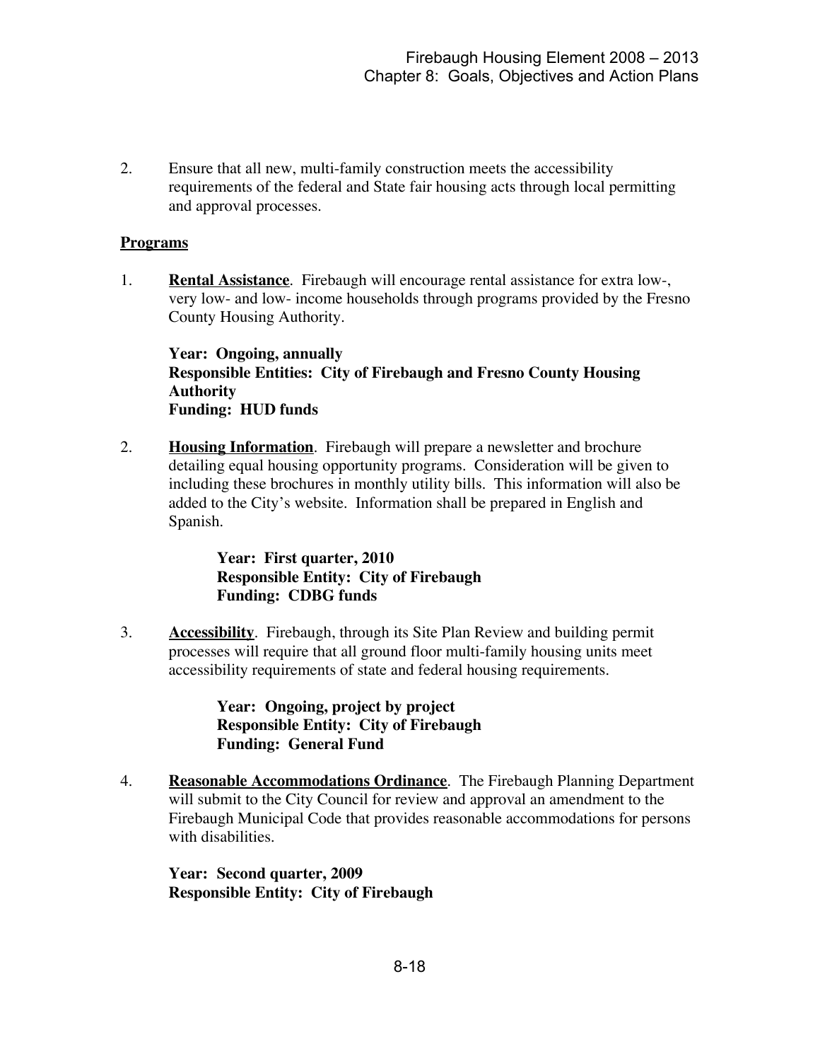2. Ensure that all new, multi-family construction meets the accessibility requirements of the federal and State fair housing acts through local permitting and approval processes.

**<u>Programs</u>**

1. **<u>Rental Assistance</u>**. Firebaugh will encourage rental assistance for extra low-, very low- and low- income households through programs provided by the Fresno County Housing Authority.

   **Year: Ongoing, annually**
   **Responsible Entities: City of Firebaugh and Fresno County Housing Authority**
   **Funding: HUD funds**

2. **<u>Housing Information</u>**. Firebaugh will prepare a newsletter and brochure detailing equal housing opportunity programs. Consideration will be given to including these brochures in monthly utility bills. This information will also be added to the City's website. Information shall be prepared in English and Spanish.

   **Year: First quarter, 2010**
   **Responsible Entity: City of Firebaugh**
   **Funding: CDBG funds**

3. **<u>Accessibility</u>**. Firebaugh, through its Site Plan Review and building permit processes will require that all ground floor multi-family housing units meet accessibility requirements of state and federal housing requirements.

   **Year: Ongoing, project by project**
   **Responsible Entity: City of Firebaugh**
   **Funding: General Fund**

4. **<u>Reasonable Accommodations Ordinance</u>**. The Firebaugh Planning Department will submit to the City Council for review and approval an amendment to the Firebaugh Municipal Code that provides reasonable accommodations for persons with disabilities.

   **Year: Second quarter, 2009**
   **Responsible Entity: City of Firebaugh**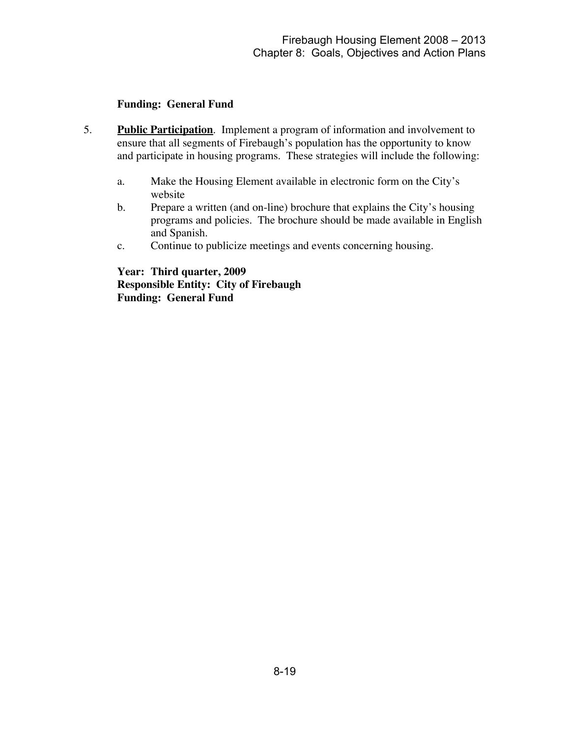**Funding: General Fund**

5. **Public Participation**. Implement a program of information and involvement to ensure that all segments of Firebaugh's population has the opportunity to know and participate in housing programs. These strategies will include the following:

   a. Make the Housing Element available in electronic form on the City's website
   b. Prepare a written (and on-line) brochure that explains the City's housing programs and policies. The brochure should be made available in English and Spanish.
   c. Continue to publicize meetings and events concerning housing.

   **Year: Third quarter, 2009**
   **Responsible Entity: City of Firebaugh**
   **Funding: General Fund**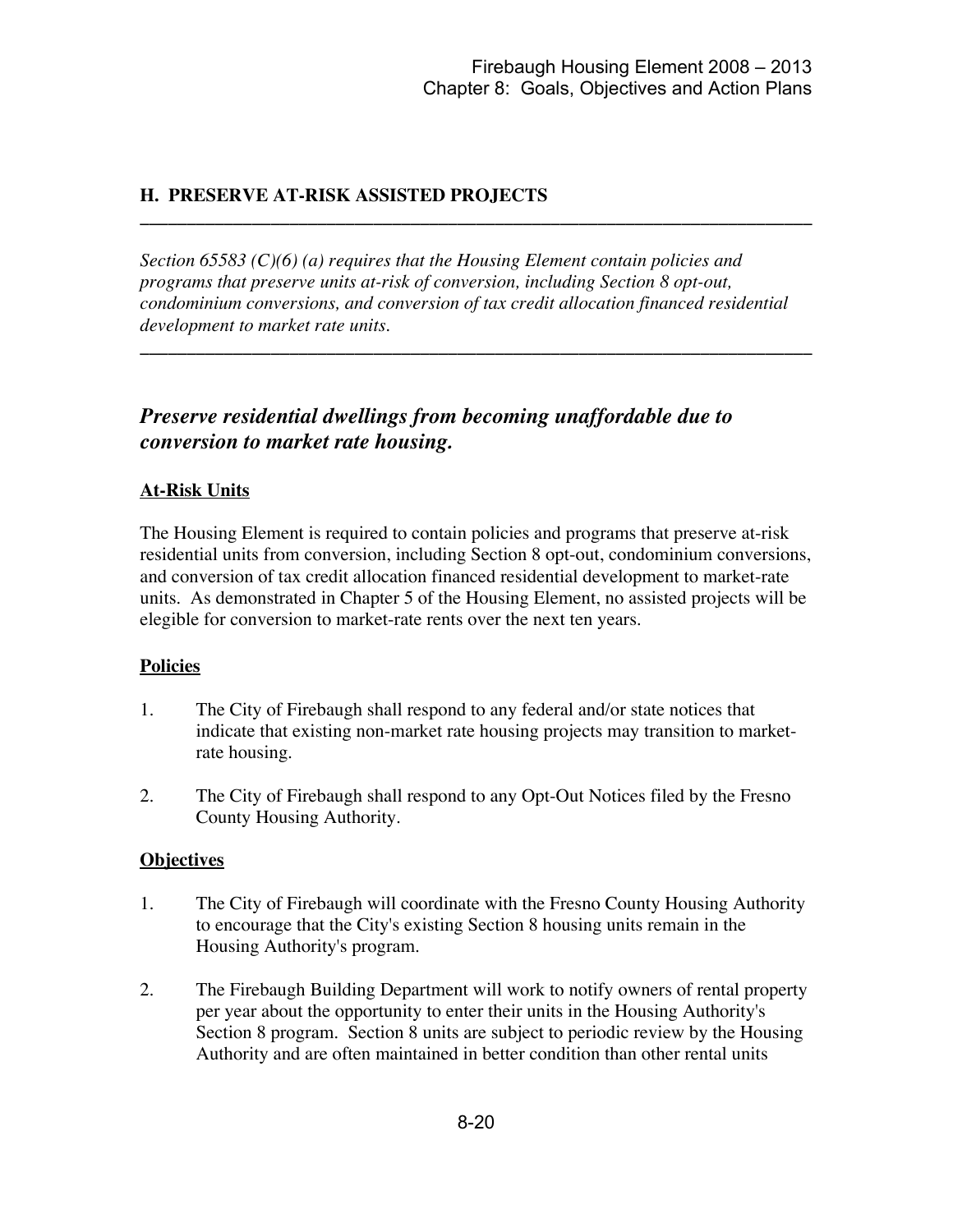## H. PRESERVE AT-RISK ASSISTED PROJECTS

---

*Section 65583 (C)(6) (a) requires that the Housing Element contain policies and programs that preserve units at-risk of conversion, including Section 8 opt-out, condominium conversions, and conversion of tax credit allocation financed residential development to market rate units.*

---

### *Preserve residential dwellings from becoming unaffordable due to conversion to market rate housing.*

**At-Risk Units**

The Housing Element is required to contain policies and programs that preserve at-risk residential units from conversion, including Section 8 opt-out, condominium conversions, and conversion of tax credit allocation financed residential development to market-rate units. As demonstrated in Chapter 5 of the Housing Element, no assisted projects will be elegible for conversion to market-rate rents over the next ten years.

**Policies**

1. The City of Firebaugh shall respond to any federal and/or state notices that indicate that existing non-market rate housing projects may transition to market-rate housing.

2. The City of Firebaugh shall respond to any Opt-Out Notices filed by the Fresno County Housing Authority.

**Objectives**

1. The City of Firebaugh will coordinate with the Fresno County Housing Authority to encourage that the City's existing Section 8 housing units remain in the Housing Authority's program.

2. The Firebaugh Building Department will work to notify owners of rental property per year about the opportunity to enter their units in the Housing Authority's Section 8 program. Section 8 units are subject to periodic review by the Housing Authority and are often maintained in better condition than other rental units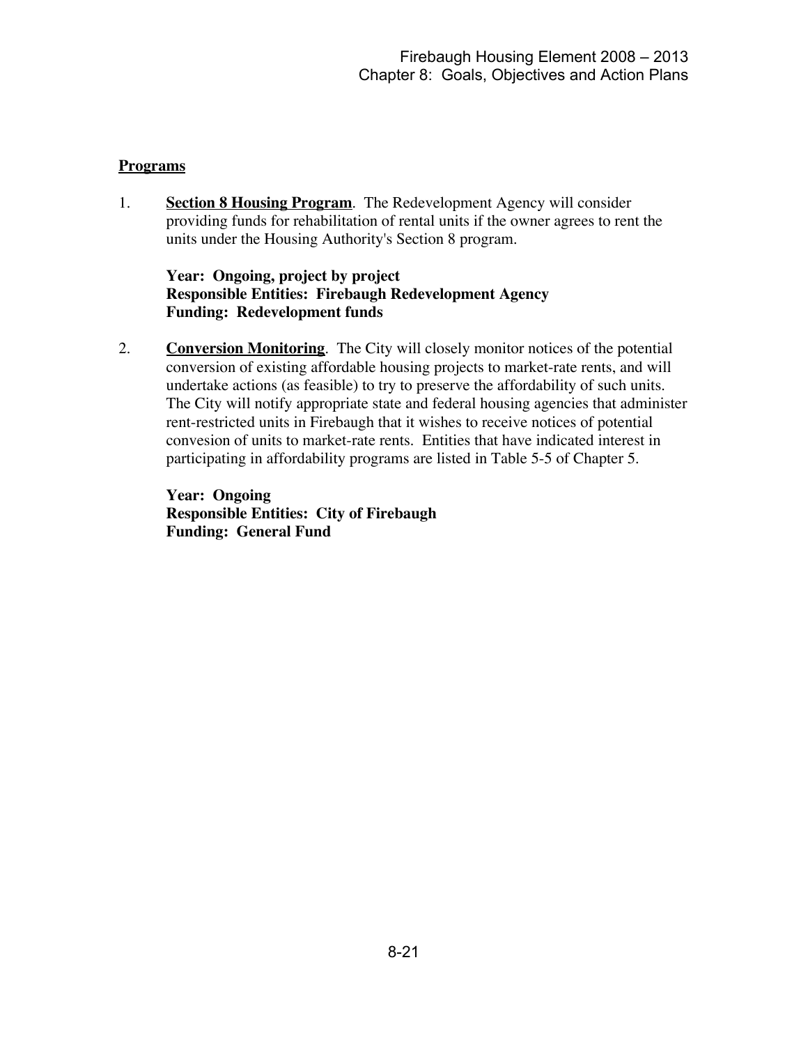**Programs**

1. **Section 8 Housing Program**. The Redevelopment Agency will consider providing funds for rehabilitation of rental units if the owner agrees to rent the units under the Housing Authority's Section 8 program.

   **Year: Ongoing, project by project**
   **Responsible Entities: Firebaugh Redevelopment Agency**
   **Funding: Redevelopment funds**

2. **Conversion Monitoring**. The City will closely monitor notices of the potential conversion of existing affordable housing projects to market-rate rents, and will undertake actions (as feasible) to try to preserve the affordability of such units. The City will notify appropriate state and federal housing agencies that administer rent-restricted units in Firebaugh that it wishes to receive notices of potential convesion of units to market-rate rents. Entities that have indicated interest in participating in affordability programs are listed in Table 5-5 of Chapter 5.

   **Year: Ongoing**
   **Responsible Entities: City of Firebaugh**
   **Funding: General Fund**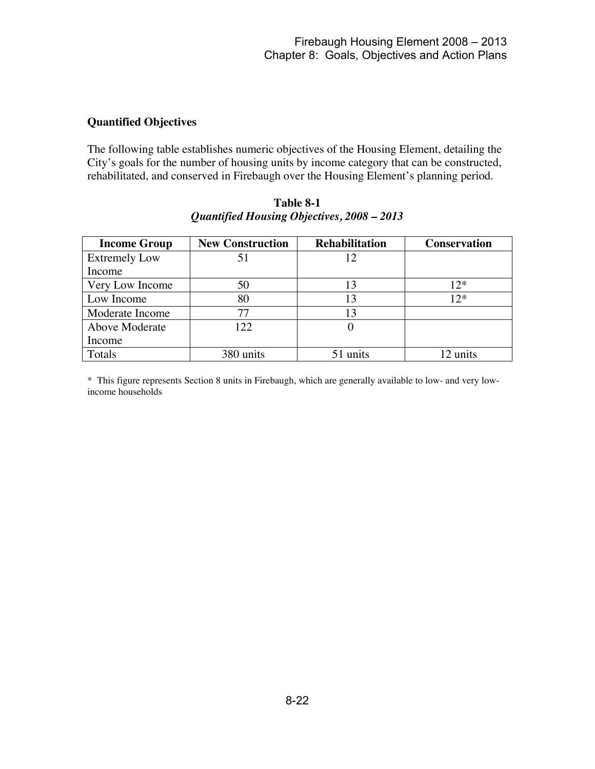**Quantified Objectives**

The following table establishes numeric objectives of the Housing Element, detailing the City's goals for the number of housing units by income category that can be constructed, rehabilitated, and conserved in Firebaugh over the Housing Element's planning period.

**Table 8-1**
***Quantified Housing Objectives, 2008 – 2013***

| Income Group | New Construction | Rehabilitation | Conservation |
|---|---|---|---|
| Extremely Low Income | 51 | 12 | |
| Very Low Income | 50 | 13 | 12* |
| Low Income | 80 | 13 | 12* |
| Moderate Income | 77 | 13 | |
| Above Moderate Income | 122 | 0 | |
| Totals | 380 units | 51 units | 12 units |

* This figure represents Section 8 units in Firebaugh, which are generally available to low- and very low-income households